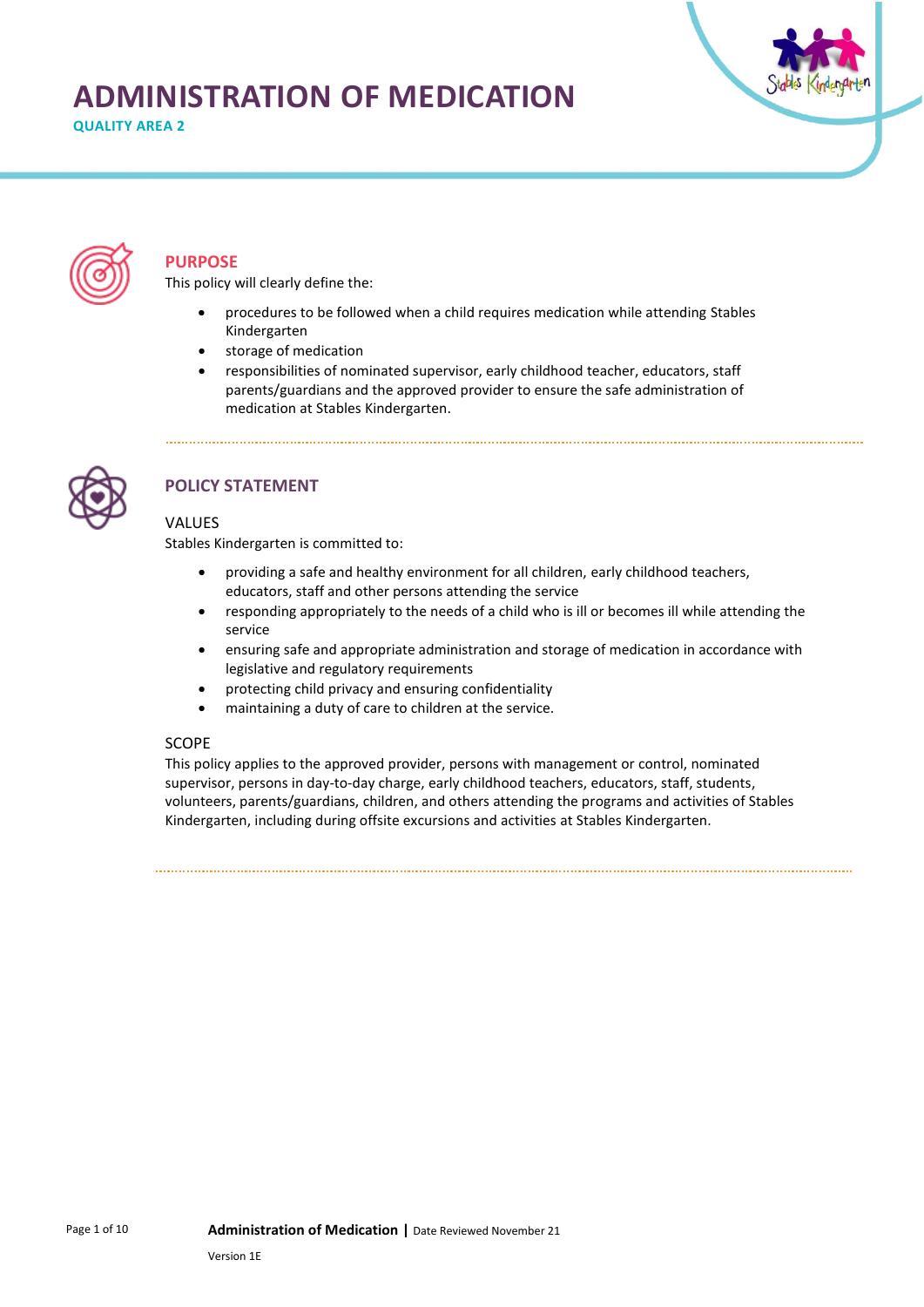# ADMINISTRATION OF MEDICATION

**QUALITY AREA 2**

## PURPOSE

This policy will clearly define the:

- procedures to be followed when a child requires medication while attending Stables Kindergarten
- storage of medication
- responsibilities of nominated supervisor, early childhood teacher, educators, staff parents/guardians and the approved provider to ensure the safe administration of medication at Stables Kindergarten.

## POLICY STATEMENT

### VALUES

Stables Kindergarten is committed to:

- providing a safe and healthy environment for all children, early childhood teachers, educators, staff and other persons attending the service
- responding appropriately to the needs of a child who is ill or becomes ill while attending the service
- ensuring safe and appropriate administration and storage of medication in accordance with legislative and regulatory requirements
- protecting child privacy and ensuring confidentiality
- maintaining a duty of care to children at the service.

### SCOPE

This policy applies to the approved provider, persons with management or control, nominated supervisor, persons in day-to-day charge, early childhood teachers, educators, staff, students, volunteers, parents/guardians, children, and others attending the programs and activities of Stables Kindergarten, including during offsite excursions and activities at Stables Kindergarten.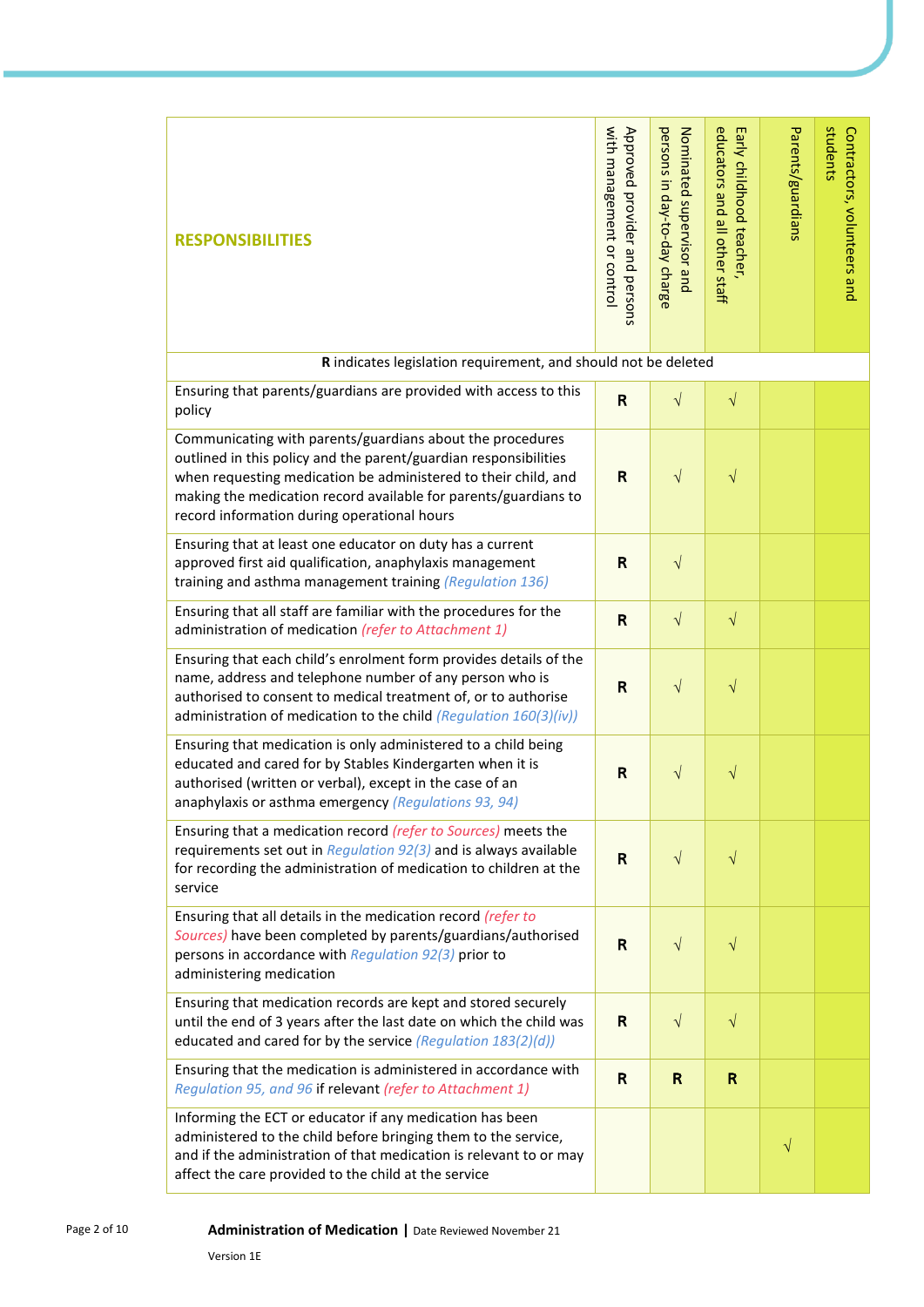| RESPONSIBILITIES | Approved provider and persons with management or control | Nominated supervisor and persons in day-to-day charge | Early childhood teacher, educators and all other staff | Parents/guardians | Contractors, volunteers and students |
|---|---|---|---|---|---|
| **R** indicates legislation requirement, and should not be deleted | | | | | |
| Ensuring that parents/guardians are provided with access to this policy | **R** | √ | √ | | |
| Communicating with parents/guardians about the procedures outlined in this policy and the parent/guardian responsibilities when requesting medication be administered to their child, and making the medication record available for parents/guardians to record information during operational hours | **R** | √ | √ | | |
| Ensuring that at least one educator on duty has a current approved first aid qualification, anaphylaxis management training and asthma management training *(Regulation 136)* | **R** | √ | | | |
| Ensuring that all staff are familiar with the procedures for the administration of medication *(refer to Attachment 1)* | **R** | √ | √ | | |
| Ensuring that each child's enrolment form provides details of the name, address and telephone number of any person who is authorised to consent to medical treatment of, or to authorise administration of medication to the child *(Regulation 160(3)(iv))* | **R** | √ | √ | | |
| Ensuring that medication is only administered to a child being educated and cared for by Stables Kindergarten when it is authorised (written or verbal), except in the case of an anaphylaxis or asthma emergency *(Regulations 93, 94)* | **R** | √ | √ | | |
| Ensuring that a medication record *(refer to Sources)* meets the requirements set out in *Regulation 92(3)* and is always available for recording the administration of medication to children at the service | **R** | √ | √ | | |
| Ensuring that all details in the medication record *(refer to Sources)* have been completed by parents/guardians/authorised persons in accordance with *Regulation 92(3)* prior to administering medication | **R** | √ | √ | | |
| Ensuring that medication records are kept and stored securely until the end of 3 years after the last date on which the child was educated and cared for by the service *(Regulation 183(2)(d))* | **R** | √ | √ | | |
| Ensuring that the medication is administered in accordance with *Regulation 95, and 96* if relevant *(refer to Attachment 1)* | **R** | **R** | **R** | | |
| Informing the ECT or educator if any medication has been administered to the child before bringing them to the service, and if the administration of that medication is relevant to or may affect the care provided to the child at the service | | | | √ | |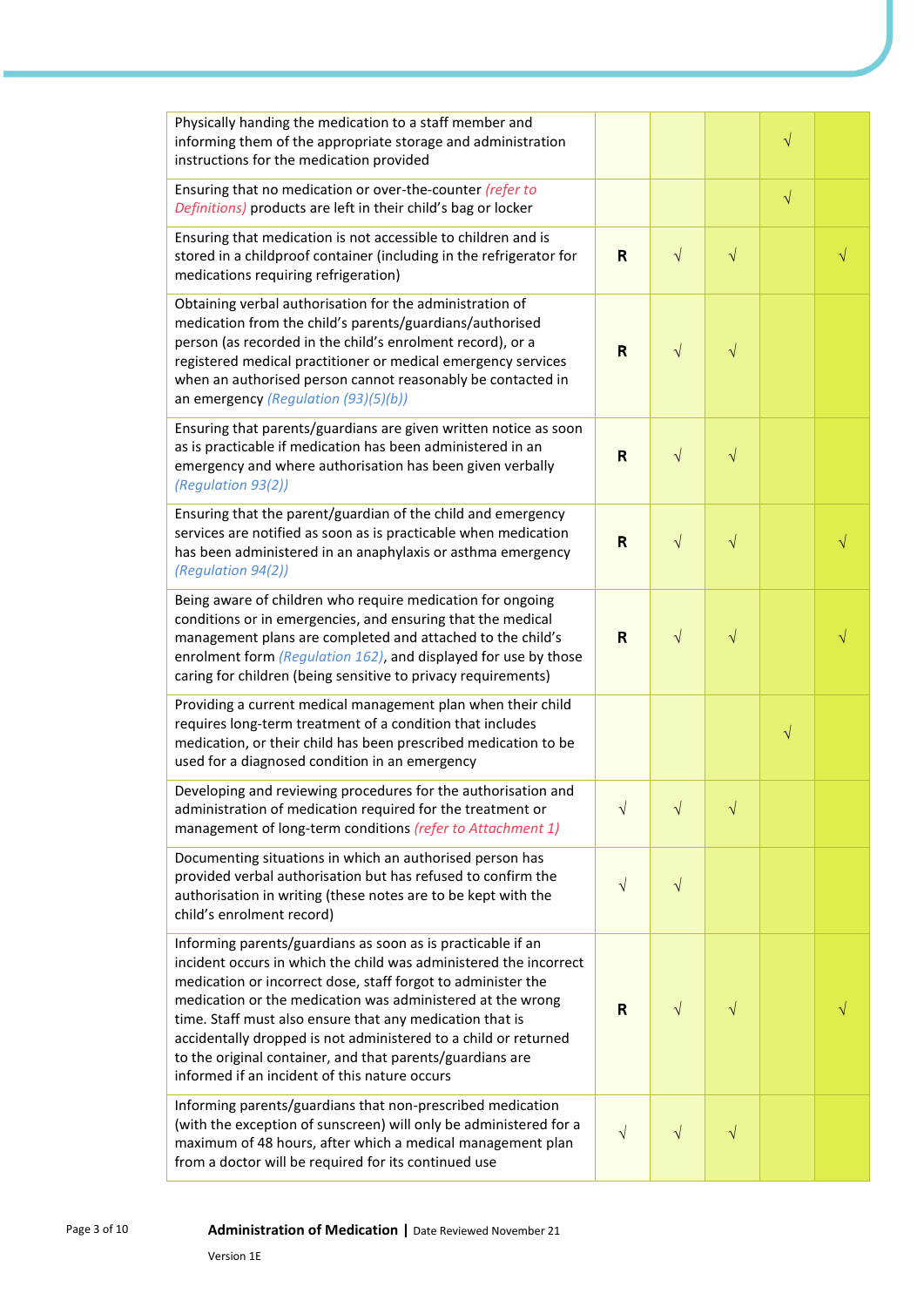| | | | | | |
|---|---|---|---|---|---|
| Physically handing the medication to a staff member and informing them of the appropriate storage and administration instructions for the medication provided | | | | √ | |
| Ensuring that no medication or over-the-counter *(refer to Definitions)* products are left in their child's bag or locker | | | | √ | |
| Ensuring that medication is not accessible to children and is stored in a childproof container (including in the refrigerator for medications requiring refrigeration) | **R** | √ | √ | | √ |
| Obtaining verbal authorisation for the administration of medication from the child's parents/guardians/authorised person (as recorded in the child's enrolment record), or a registered medical practitioner or medical emergency services when an authorised person cannot reasonably be contacted in an emergency *(Regulation (93)(5)(b))* | **R** | √ | √ | | |
| Ensuring that parents/guardians are given written notice as soon as is practicable if medication has been administered in an emergency and where authorisation has been given verbally *(Regulation 93(2))* | **R** | √ | √ | | |
| Ensuring that the parent/guardian of the child and emergency services are notified as soon as is practicable when medication has been administered in an anaphylaxis or asthma emergency *(Regulation 94(2))* | **R** | √ | √ | | √ |
| Being aware of children who require medication for ongoing conditions or in emergencies, and ensuring that the medical management plans are completed and attached to the child's enrolment form *(Regulation 162)*, and displayed for use by those caring for children (being sensitive to privacy requirements) | **R** | √ | √ | | √ |
| Providing a current medical management plan when their child requires long-term treatment of a condition that includes medication, or their child has been prescribed medication to be used for a diagnosed condition in an emergency | | | | √ | |
| Developing and reviewing procedures for the authorisation and administration of medication required for the treatment or management of long-term conditions *(refer to Attachment 1)* | √ | √ | √ | | |
| Documenting situations in which an authorised person has provided verbal authorisation but has refused to confirm the authorisation in writing (these notes are to be kept with the child's enrolment record) | √ | √ | | | |
| Informing parents/guardians as soon as is practicable if an incident occurs in which the child was administered the incorrect medication or incorrect dose, staff forgot to administer the medication or the medication was administered at the wrong time. Staff must also ensure that any medication that is accidentally dropped is not administered to a child or returned to the original container, and that parents/guardians are informed if an incident of this nature occurs | **R** | √ | √ | | √ |
| Informing parents/guardians that non-prescribed medication (with the exception of sunscreen) will only be administered for a maximum of 48 hours, after which a medical management plan from a doctor will be required for its continued use | √ | √ | √ | | |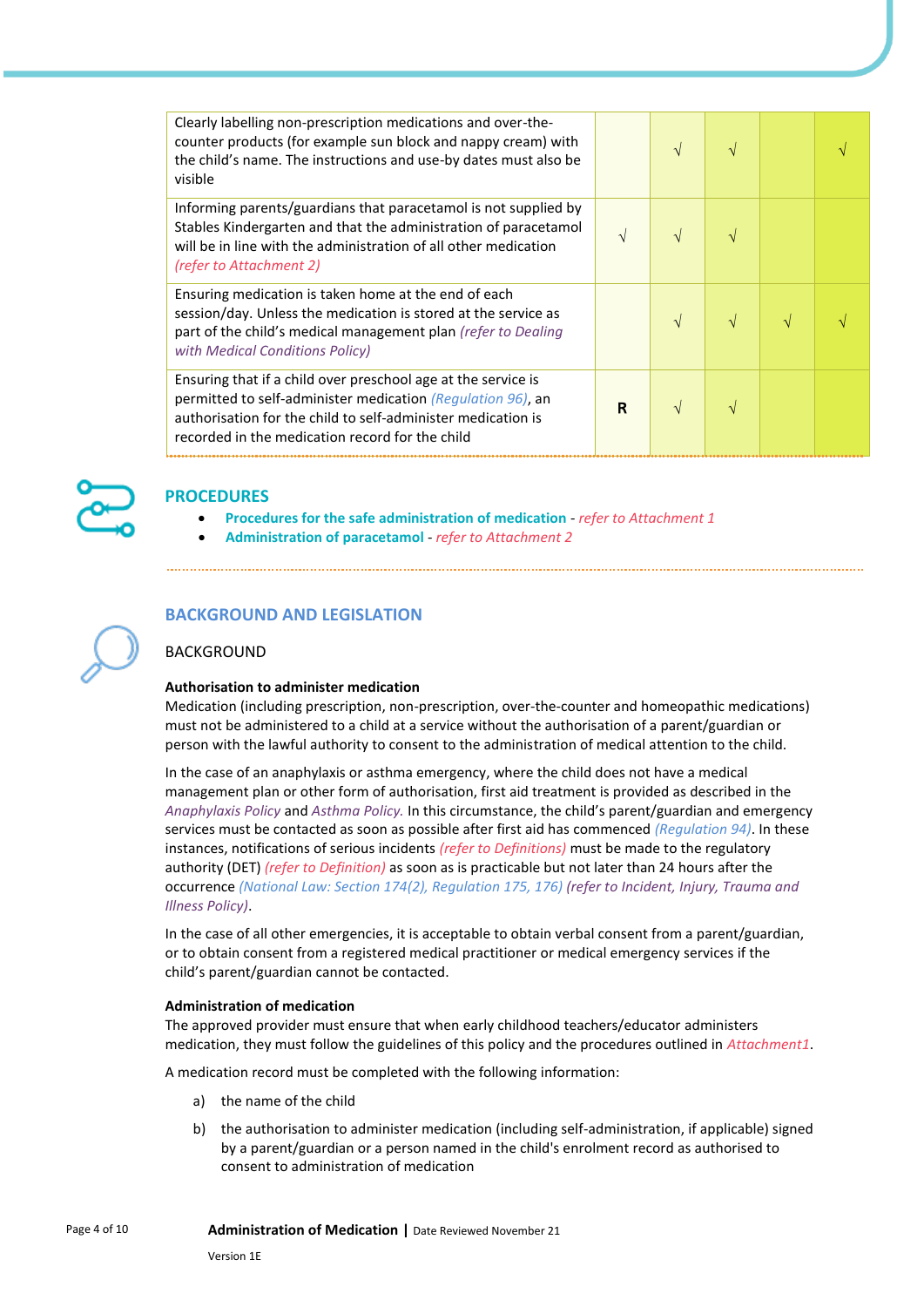| | | | | | |
|---|---|---|---|---|---|
| Clearly labelling non-prescription medications and over-the-counter products (for example sun block and nappy cream) with the child's name. The instructions and use-by dates must also be visible | | √ | √ | | √ |
| Informing parents/guardians that paracetamol is not supplied by Stables Kindergarten and that the administration of paracetamol will be in line with the administration of all other medication *(refer to Attachment 2)* | √ | √ | √ | | |
| Ensuring medication is taken home at the end of each session/day. Unless the medication is stored at the service as part of the child's medical management plan *(refer to Dealing with Medical Conditions Policy)* | | √ | √ | √ | √ |
| Ensuring that if a child over preschool age at the service is permitted to self-administer medication *(Regulation 96)*, an authorisation for the child to self-administer medication is recorded in the medication record for the child | **R** | √ | √ | | |

## PROCEDURES

- **Procedures for the safe administration of medication** - *refer to Attachment 1*
- **Administration of paracetamol** - *refer to Attachment 2*

## BACKGROUND AND LEGISLATION

### BACKGROUND

**Authorisation to administer medication**

Medication (including prescription, non-prescription, over-the-counter and homeopathic medications) must not be administered to a child at a service without the authorisation of a parent/guardian or person with the lawful authority to consent to the administration of medical attention to the child.

In the case of an anaphylaxis or asthma emergency, where the child does not have a medical management plan or other form of authorisation, first aid treatment is provided as described in the *Anaphylaxis Policy* and *Asthma Policy.* In this circumstance, the child's parent/guardian and emergency services must be contacted as soon as possible after first aid has commenced *(Regulation 94)*. In these instances, notifications of serious incidents *(refer to Definitions)* must be made to the regulatory authority (DET) *(refer to Definition)* as soon as is practicable but not later than 24 hours after the occurrence *(National Law: Section 174(2), Regulation 175, 176) (refer to Incident, Injury, Trauma and Illness Policy)*.

In the case of all other emergencies, it is acceptable to obtain verbal consent from a parent/guardian, or to obtain consent from a registered medical practitioner or medical emergency services if the child's parent/guardian cannot be contacted.

**Administration of medication**

The approved provider must ensure that when early childhood teachers/educator administers medication, they must follow the guidelines of this policy and the procedures outlined in *Attachment1*.

A medication record must be completed with the following information:

a) the name of the child

b) the authorisation to administer medication (including self-administration, if applicable) signed by a parent/guardian or a person named in the child's enrolment record as authorised to consent to administration of medication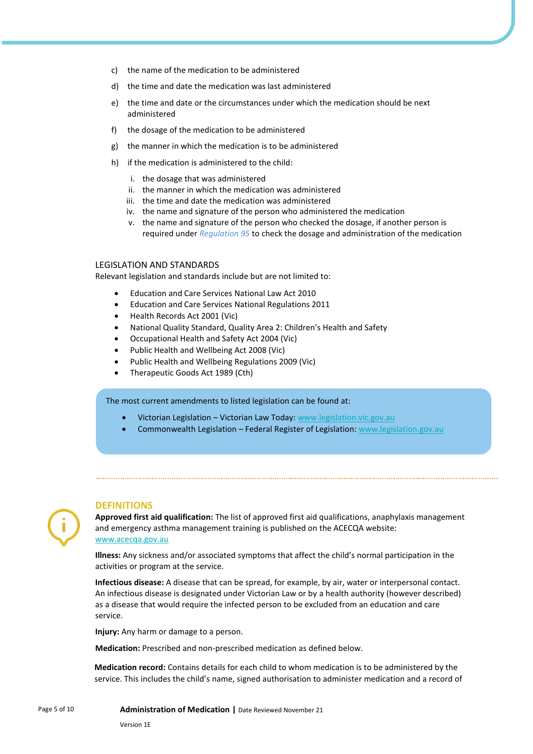c) the name of the medication to be administered

d) the time and date the medication was last administered

e) the time and date or the circumstances under which the medication should be next administered

f) the dosage of the medication to be administered

g) the manner in which the medication is to be administered

h) if the medication is administered to the child:

   i. the dosage that was administered
   ii. the manner in which the medication was administered
   iii. the time and date the medication was administered
   iv. the name and signature of the person who administered the medication
   v. the name and signature of the person who checked the dosage, if another person is required under *Regulation 95* to check the dosage and administration of the medication

## LEGISLATION AND STANDARDS

Relevant legislation and standards include but are not limited to:

- Education and Care Services National Law Act 2010
- Education and Care Services National Regulations 2011
- Health Records Act 2001 (Vic)
- National Quality Standard, Quality Area 2: Children's Health and Safety
- Occupational Health and Safety Act 2004 (Vic)
- Public Health and Wellbeing Act 2008 (Vic)
- Public Health and Wellbeing Regulations 2009 (Vic)
- Therapeutic Goods Act 1989 (Cth)

The most current amendments to listed legislation can be found at:

- Victorian Legislation – Victorian Law Today: www.legislation.vic.gov.au
- Commonwealth Legislation – Federal Register of Legislation: www.legislation.gov.au

## DEFINITIONS

**Approved first aid qualification:** The list of approved first aid qualifications, anaphylaxis management and emergency asthma management training is published on the ACECQA website: www.acecqa.gov.au

**Illness:** Any sickness and/or associated symptoms that affect the child's normal participation in the activities or program at the service.

**Infectious disease:** A disease that can be spread, for example, by air, water or interpersonal contact. An infectious disease is designated under Victorian Law or by a health authority (however described) as a disease that would require the infected person to be excluded from an education and care service.

**Injury:** Any harm or damage to a person.

**Medication:** Prescribed and non-prescribed medication as defined below.

**Medication record:** Contains details for each child to whom medication is to be administered by the service. This includes the child's name, signed authorisation to administer medication and a record of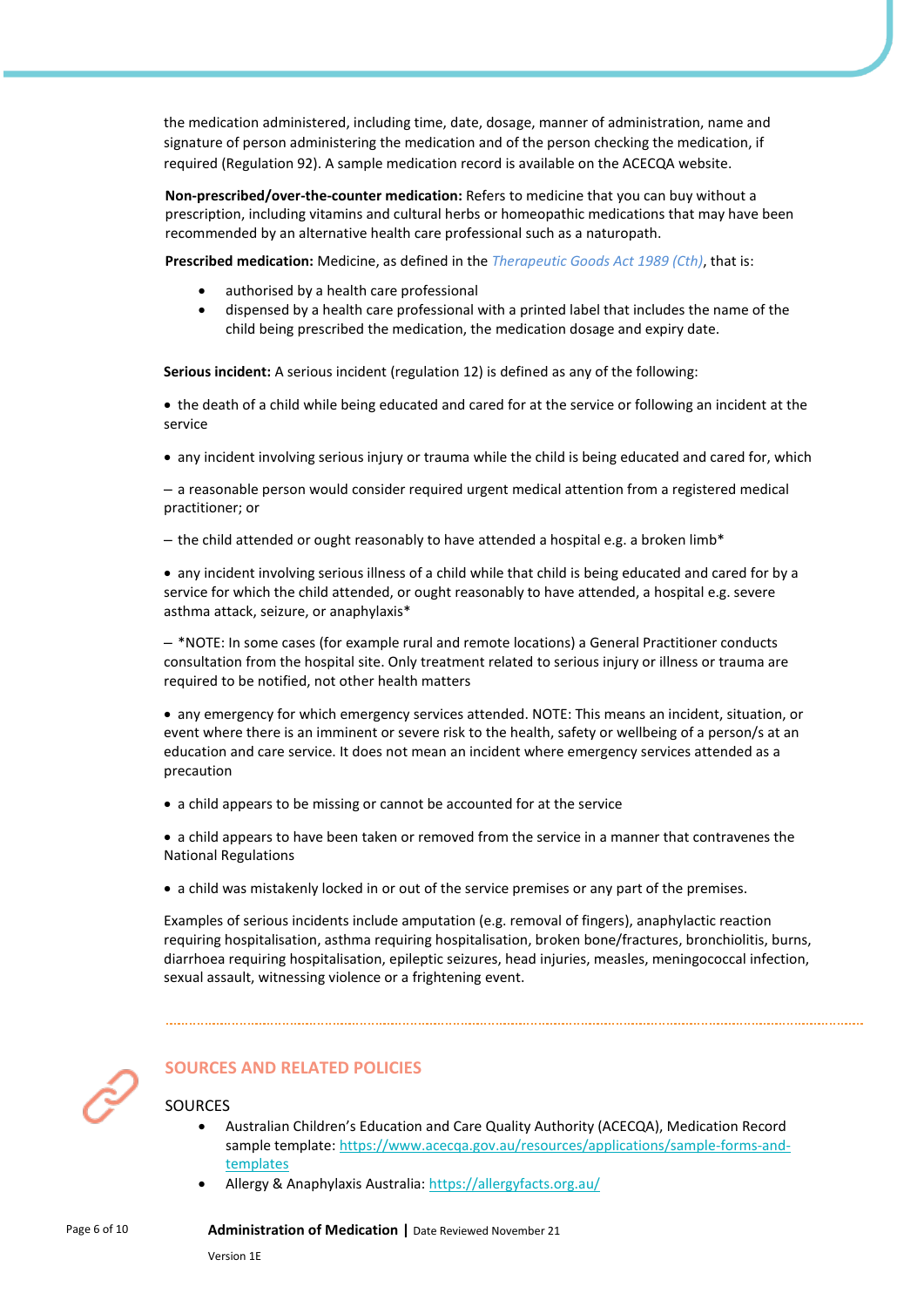the medication administered, including time, date, dosage, manner of administration, name and signature of person administering the medication and of the person checking the medication, if required (Regulation 92). A sample medication record is available on the ACECQA website.

**Non-prescribed/over-the-counter medication:** Refers to medicine that you can buy without a prescription, including vitamins and cultural herbs or homeopathic medications that may have been recommended by an alternative health care professional such as a naturopath.

**Prescribed medication:** Medicine, as defined in the *Therapeutic Goods Act 1989 (Cth)*, that is:

- authorised by a health care professional
- dispensed by a health care professional with a printed label that includes the name of the child being prescribed the medication, the medication dosage and expiry date.

**Serious incident:** A serious incident (regulation 12) is defined as any of the following:

- the death of a child while being educated and cared for at the service or following an incident at the service
- any incident involving serious injury or trauma while the child is being educated and cared for, which

– a reasonable person would consider required urgent medical attention from a registered medical practitioner; or

– the child attended or ought reasonably to have attended a hospital e.g. a broken limb*

- any incident involving serious illness of a child while that child is being educated and cared for by a service for which the child attended, or ought reasonably to have attended, a hospital e.g. severe asthma attack, seizure, or anaphylaxis*

– *NOTE: In some cases (for example rural and remote locations) a General Practitioner conducts consultation from the hospital site. Only treatment related to serious injury or illness or trauma are required to be notified, not other health matters

- any emergency for which emergency services attended. NOTE: This means an incident, situation, or event where there is an imminent or severe risk to the health, safety or wellbeing of a person/s at an education and care service. It does not mean an incident where emergency services attended as a precaution
- a child appears to be missing or cannot be accounted for at the service
- a child appears to have been taken or removed from the service in a manner that contravenes the National Regulations
- a child was mistakenly locked in or out of the service premises or any part of the premises.

Examples of serious incidents include amputation (e.g. removal of fingers), anaphylactic reaction requiring hospitalisation, asthma requiring hospitalisation, broken bone/fractures, bronchiolitis, burns, diarrhoea requiring hospitalisation, epileptic seizures, head injuries, measles, meningococcal infection, sexual assault, witnessing violence or a frightening event.

## SOURCES AND RELATED POLICIES

### SOURCES

- Australian Children's Education and Care Quality Authority (ACECQA), Medication Record sample template: https://www.acecqa.gov.au/resources/applications/sample-forms-and-templates
- Allergy & Anaphylaxis Australia: https://allergyfacts.org.au/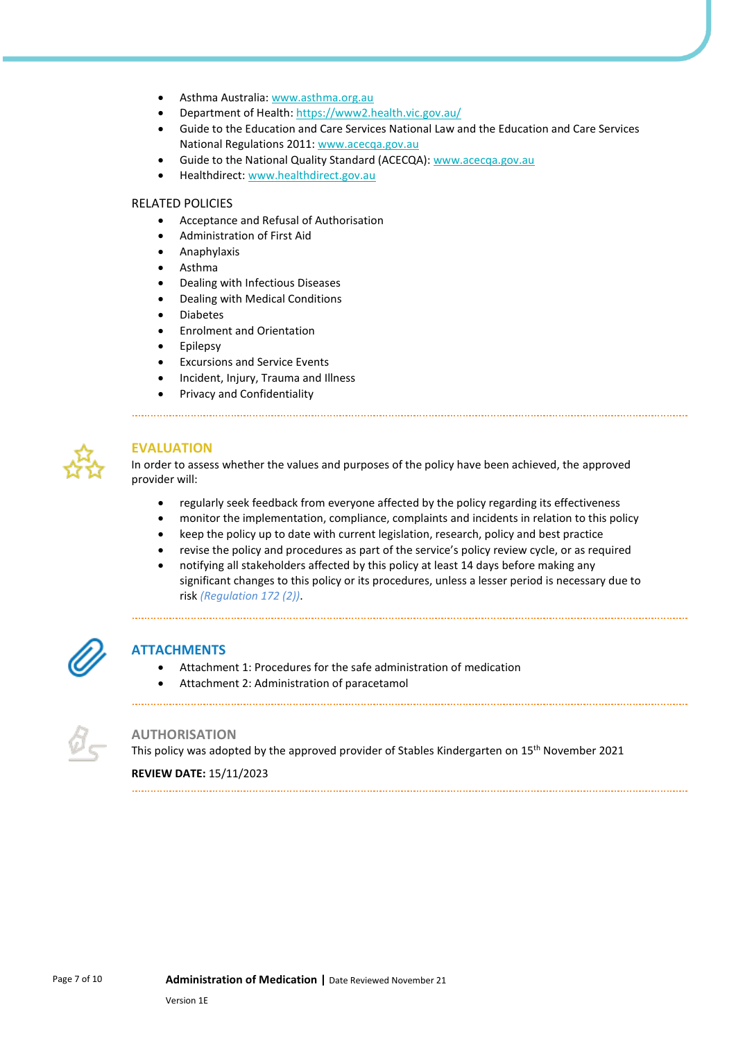- Asthma Australia: www.asthma.org.au
- Department of Health: https://www2.health.vic.gov.au/
- Guide to the Education and Care Services National Law and the Education and Care Services National Regulations 2011: www.acecqa.gov.au
- Guide to the National Quality Standard (ACECQA): www.acecqa.gov.au
- Healthdirect: www.healthdirect.gov.au

RELATED POLICIES

- Acceptance and Refusal of Authorisation
- Administration of First Aid
- Anaphylaxis
- Asthma
- Dealing with Infectious Diseases
- Dealing with Medical Conditions
- Diabetes
- Enrolment and Orientation
- Epilepsy
- Excursions and Service Events
- Incident, Injury, Trauma and Illness
- Privacy and Confidentiality

## EVALUATION

In order to assess whether the values and purposes of the policy have been achieved, the approved provider will:

- regularly seek feedback from everyone affected by the policy regarding its effectiveness
- monitor the implementation, compliance, complaints and incidents in relation to this policy
- keep the policy up to date with current legislation, research, policy and best practice
- revise the policy and procedures as part of the service's policy review cycle, or as required
- notifying all stakeholders affected by this policy at least 14 days before making any significant changes to this policy or its procedures, unless a lesser period is necessary due to risk *(Regulation 172 (2))*.

## ATTACHMENTS

- Attachment 1: Procedures for the safe administration of medication
- Attachment 2: Administration of paracetamol

## AUTHORISATION

This policy was adopted by the approved provider of Stables Kindergarten on 15th November 2021

**REVIEW DATE:** 15/11/2023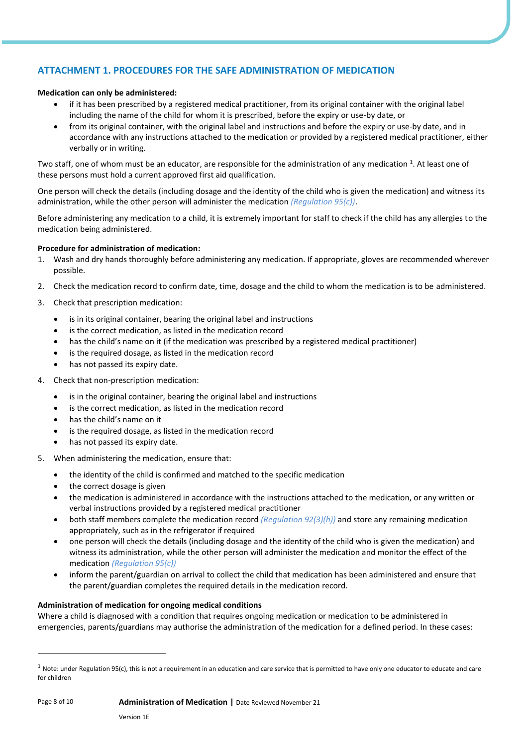## ATTACHMENT 1. PROCEDURES FOR THE SAFE ADMINISTRATION OF MEDICATION

**Medication can only be administered:**

- if it has been prescribed by a registered medical practitioner, from its original container with the original label including the name of the child for whom it is prescribed, before the expiry or use-by date, or
- from its original container, with the original label and instructions and before the expiry or use-by date, and in accordance with any instructions attached to the medication or provided by a registered medical practitioner, either verbally or in writing.

Two staff, one of whom must be an educator, are responsible for the administration of any medication [1]. At least one of these persons must hold a current approved first aid qualification.

One person will check the details (including dosage and the identity of the child who is given the medication) and witness its administration, while the other person will administer the medication *(Regulation 95(c))*.

Before administering any medication to a child, it is extremely important for staff to check if the child has any allergies to the medication being administered.

**Procedure for administration of medication:**

1. Wash and dry hands thoroughly before administering any medication. If appropriate, gloves are recommended wherever possible.
2. Check the medication record to confirm date, time, dosage and the child to whom the medication is to be administered.
3. Check that prescription medication:
   - is in its original container, bearing the original label and instructions
   - is the correct medication, as listed in the medication record
   - has the child's name on it (if the medication was prescribed by a registered medical practitioner)
   - is the required dosage, as listed in the medication record
   - has not passed its expiry date.
4. Check that non-prescription medication:
   - is in the original container, bearing the original label and instructions
   - is the correct medication, as listed in the medication record
   - has the child's name on it
   - is the required dosage, as listed in the medication record
   - has not passed its expiry date.
5. When administering the medication, ensure that:
   - the identity of the child is confirmed and matched to the specific medication
   - the correct dosage is given
   - the medication is administered in accordance with the instructions attached to the medication, or any written or verbal instructions provided by a registered medical practitioner
   - both staff members complete the medication record *(Regulation 92(3)(h))* and store any remaining medication appropriately, such as in the refrigerator if required
   - one person will check the details (including dosage and the identity of the child who is given the medication) and witness its administration, while the other person will administer the medication and monitor the effect of the medication *(Regulation 95(c))*
   - inform the parent/guardian on arrival to collect the child that medication has been administered and ensure that the parent/guardian completes the required details in the medication record.

**Administration of medication for ongoing medical conditions**

Where a child is diagnosed with a condition that requires ongoing medication or medication to be administered in emergencies, parents/guardians may authorise the administration of the medication for a defined period. In these cases:

---

[1] Note: under Regulation 95(c), this is not a requirement in an education and care service that is permitted to have only one educator to educate and care for children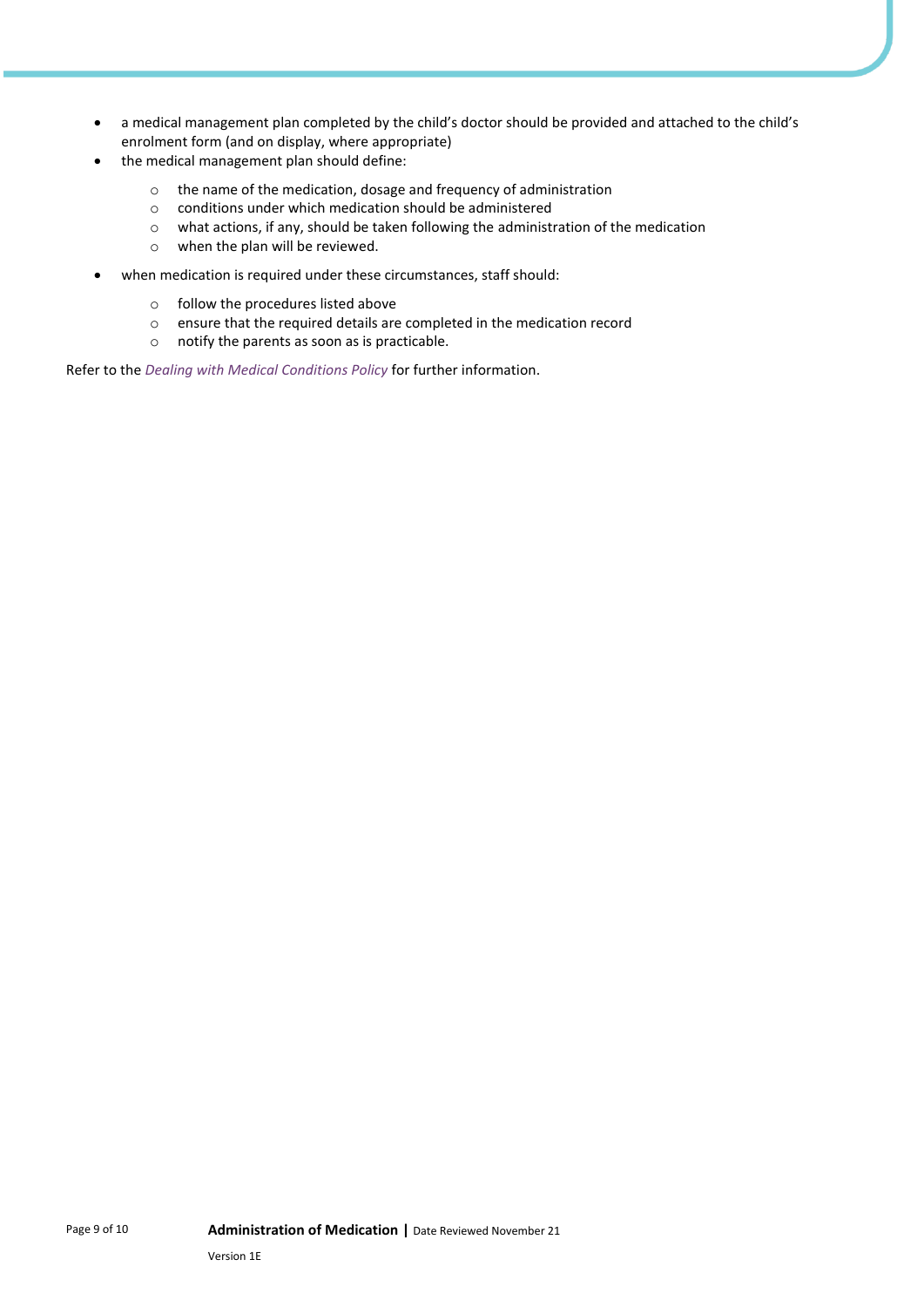- a medical management plan completed by the child's doctor should be provided and attached to the child's enrolment form (and on display, where appropriate)
- the medical management plan should define:
  - the name of the medication, dosage and frequency of administration
  - conditions under which medication should be administered
  - what actions, if any, should be taken following the administration of the medication
  - when the plan will be reviewed.
- when medication is required under these circumstances, staff should:
  - follow the procedures listed above
  - ensure that the required details are completed in the medication record
  - notify the parents as soon as is practicable.

Refer to the *Dealing with Medical Conditions Policy* for further information.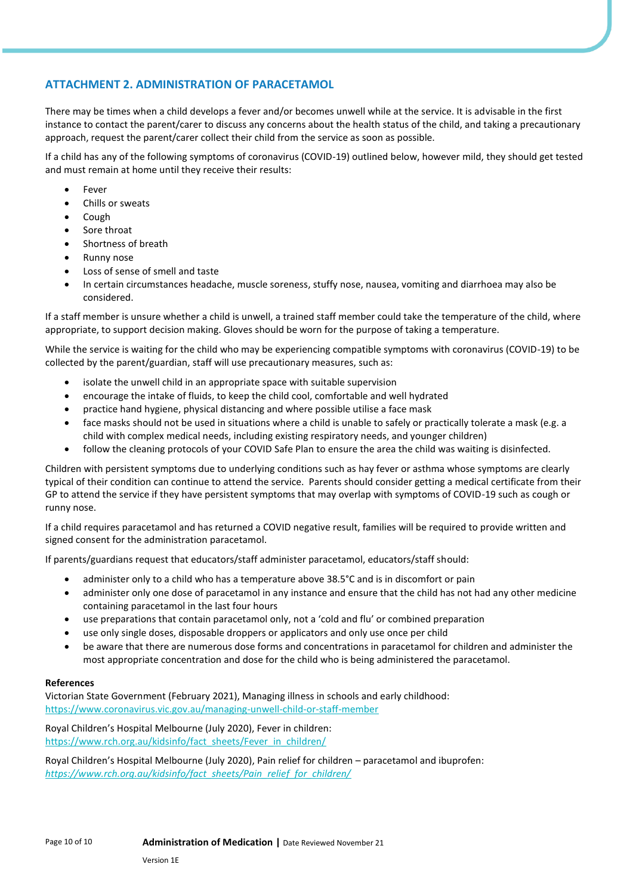## ATTACHMENT 2. ADMINISTRATION OF PARACETAMOL

There may be times when a child develops a fever and/or becomes unwell while at the service. It is advisable in the first instance to contact the parent/carer to discuss any concerns about the health status of the child, and taking a precautionary approach, request the parent/carer collect their child from the service as soon as possible.

If a child has any of the following symptoms of coronavirus (COVID-19) outlined below, however mild, they should get tested and must remain at home until they receive their results:

- Fever
- Chills or sweats
- Cough
- Sore throat
- Shortness of breath
- Runny nose
- Loss of sense of smell and taste
- In certain circumstances headache, muscle soreness, stuffy nose, nausea, vomiting and diarrhoea may also be considered.

If a staff member is unsure whether a child is unwell, a trained staff member could take the temperature of the child, where appropriate, to support decision making. Gloves should be worn for the purpose of taking a temperature.

While the service is waiting for the child who may be experiencing compatible symptoms with coronavirus (COVID-19) to be collected by the parent/guardian, staff will use precautionary measures, such as:

- isolate the unwell child in an appropriate space with suitable supervision
- encourage the intake of fluids, to keep the child cool, comfortable and well hydrated
- practice hand hygiene, physical distancing and where possible utilise a face mask
- face masks should not be used in situations where a child is unable to safely or practically tolerate a mask (e.g. a child with complex medical needs, including existing respiratory needs, and younger children)
- follow the cleaning protocols of your COVID Safe Plan to ensure the area the child was waiting is disinfected.

Children with persistent symptoms due to underlying conditions such as hay fever or asthma whose symptoms are clearly typical of their condition can continue to attend the service. Parents should consider getting a medical certificate from their GP to attend the service if they have persistent symptoms that may overlap with symptoms of COVID-19 such as cough or runny nose.

If a child requires paracetamol and has returned a COVID negative result, families will be required to provide written and signed consent for the administration paracetamol.

If parents/guardians request that educators/staff administer paracetamol, educators/staff should:

- administer only to a child who has a temperature above 38.5°C and is in discomfort or pain
- administer only one dose of paracetamol in any instance and ensure that the child has not had any other medicine containing paracetamol in the last four hours
- use preparations that contain paracetamol only, not a 'cold and flu' or combined preparation
- use only single doses, disposable droppers or applicators and only use once per child
- be aware that there are numerous dose forms and concentrations in paracetamol for children and administer the most appropriate concentration and dose for the child who is being administered the paracetamol.

**References**

Victorian State Government (February 2021), Managing illness in schools and early childhood:
https://www.coronavirus.vic.gov.au/managing-unwell-child-or-staff-member

Royal Children's Hospital Melbourne (July 2020), Fever in children:
https://www.rch.org.au/kidsinfo/fact_sheets/Fever_in_children/

Royal Children's Hospital Melbourne (July 2020), Pain relief for children – paracetamol and ibuprofen:
*https://www.rch.org.au/kidsinfo/fact_sheets/Pain_relief_for_children/*